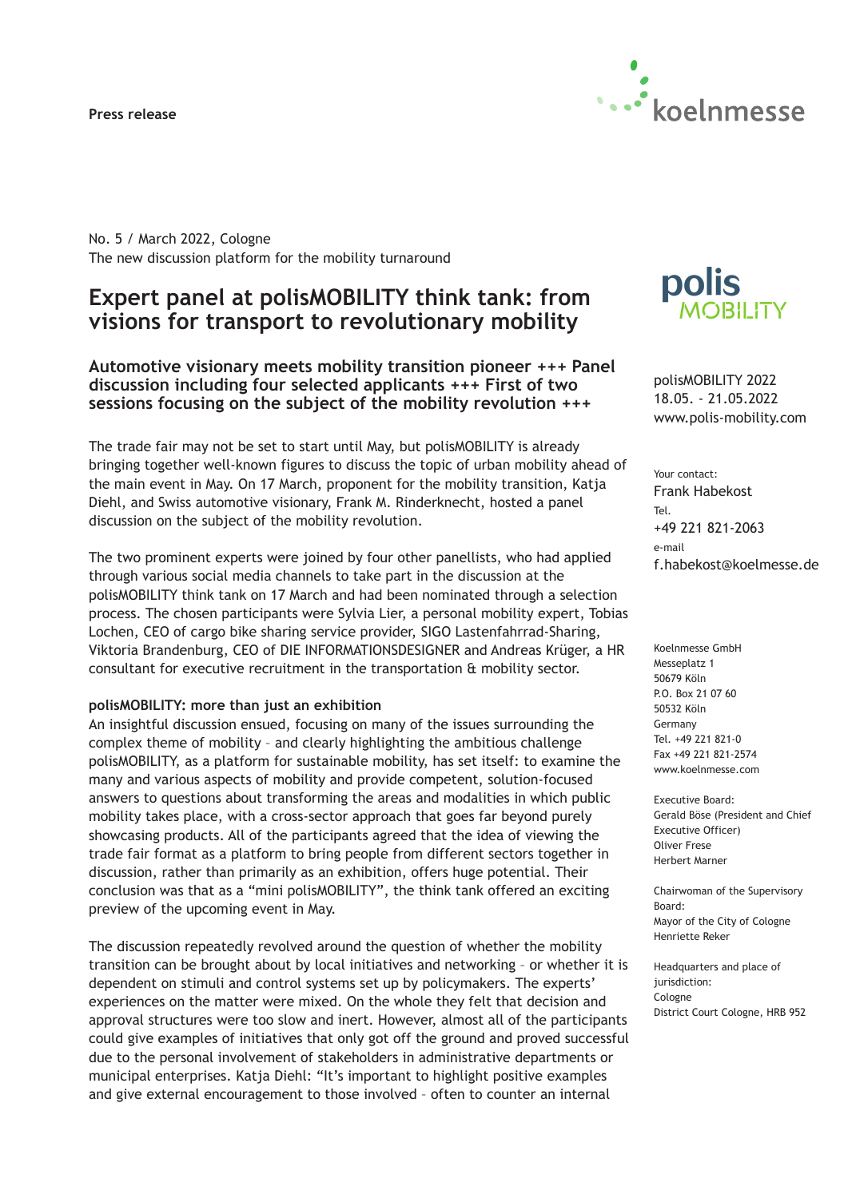**Press release**

No. 5 / March 2022, Cologne
The new discussion platform for the mobility turnaround

# Expert panel at polisMOBILITY think tank: from visions for transport to revolutionary mobility

### Automotive visionary meets mobility transition pioneer +++ Panel discussion including four selected applicants +++ First of two sessions focusing on the subject of the mobility revolution +++

The trade fair may not be set to start until May, but polisMOBILITY is already bringing together well-known figures to discuss the topic of urban mobility ahead of the main event in May. On 17 March, proponent for the mobility transition, Katja Diehl, and Swiss automotive visionary, Frank M. Rinderknecht, hosted a panel discussion on the subject of the mobility revolution.

The two prominent experts were joined by four other panellists, who had applied through various social media channels to take part in the discussion at the polisMOBILITY think tank on 17 March and had been nominated through a selection process. The chosen participants were Sylvia Lier, a personal mobility expert, Tobias Lochen, CEO of cargo bike sharing service provider, SIGO Lastenfahrrad-Sharing, Viktoria Brandenburg, CEO of DIE INFORMATIONSDESIGNER and Andreas Krüger, a HR consultant for executive recruitment in the transportation & mobility sector.

**polisMOBILITY: more than just an exhibition**

An insightful discussion ensued, focusing on many of the issues surrounding the complex theme of mobility – and clearly highlighting the ambitious challenge polisMOBILITY, as a platform for sustainable mobility, has set itself: to examine the many and various aspects of mobility and provide competent, solution-focused answers to questions about transforming the areas and modalities in which public mobility takes place, with a cross-sector approach that goes far beyond purely showcasing products. All of the participants agreed that the idea of viewing the trade fair format as a platform to bring people from different sectors together in discussion, rather than primarily as an exhibition, offers huge potential. Their conclusion was that as a "mini polisMOBILITY", the think tank offered an exciting preview of the upcoming event in May.

The discussion repeatedly revolved around the question of whether the mobility transition can be brought about by local initiatives and networking – or whether it is dependent on stimuli and control systems set up by policymakers. The experts' experiences on the matter were mixed. On the whole they felt that decision and approval structures were too slow and inert. However, almost all of the participants could give examples of initiatives that only got off the ground and proved successful due to the personal involvement of stakeholders in administrative departments or municipal enterprises. Katja Diehl: "It's important to highlight positive examples and give external encouragement to those involved – often to counter an internal

polisMOBILITY 2022
18.05. - 21.05.2022
www.polis-mobility.com

Your contact:
Frank Habekost
Tel.
+49 221 821-2063
e-mail
f.habekost@koelnmesse.de

Koelnmesse GmbH
Messeplatz 1
50679 Köln
P.O. Box 21 07 60
50532 Köln
Germany
Tel. +49 221 821-0
Fax +49 221 821-2574
www.koelnmesse.com

Executive Board:
Gerald Böse (President and Chief Executive Officer)
Oliver Frese
Herbert Marner

Chairwoman of the Supervisory Board:
Mayor of the City of Cologne
Henriette Reker

Headquarters and place of jurisdiction:
Cologne
District Court Cologne, HRB 952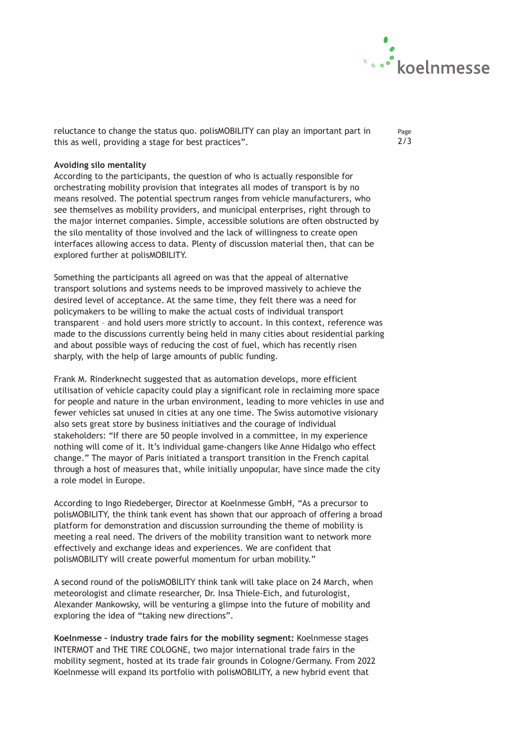reluctance to change the status quo. polisMOBILITY can play an important part in this as well, providing a stage for best practices".

**Avoiding silo mentality**

According to the participants, the question of who is actually responsible for orchestrating mobility provision that integrates all modes of transport is by no means resolved. The potential spectrum ranges from vehicle manufacturers, who see themselves as mobility providers, and municipal enterprises, right through to the major internet companies. Simple, accessible solutions are often obstructed by the silo mentality of those involved and the lack of willingness to create open interfaces allowing access to data. Plenty of discussion material then, that can be explored further at polisMOBILITY.

Something the participants all agreed on was that the appeal of alternative transport solutions and systems needs to be improved massively to achieve the desired level of acceptance. At the same time, they felt there was a need for policymakers to be willing to make the actual costs of individual transport transparent – and hold users more strictly to account. In this context, reference was made to the discussions currently being held in many cities about residential parking and about possible ways of reducing the cost of fuel, which has recently risen sharply, with the help of large amounts of public funding.

Frank M. Rinderknecht suggested that as automation develops, more efficient utilisation of vehicle capacity could play a significant role in reclaiming more space for people and nature in the urban environment, leading to more vehicles in use and fewer vehicles sat unused in cities at any one time. The Swiss automotive visionary also sets great store by business initiatives and the courage of individual stakeholders: "If there are 50 people involved in a committee, in my experience nothing will come of it. It's individual game-changers like Anne Hidalgo who effect change." The mayor of Paris initiated a transport transition in the French capital through a host of measures that, while initially unpopular, have since made the city a role model in Europe.

According to Ingo Riedeberger, Director at Koelnmesse GmbH, "As a precursor to polisMOBILITY, the think tank event has shown that our approach of offering a broad platform for demonstration and discussion surrounding the theme of mobility is meeting a real need. The drivers of the mobility transition want to network more effectively and exchange ideas and experiences. We are confident that polisMOBILITY will create powerful momentum for urban mobility."

A second round of the polisMOBILITY think tank will take place on 24 March, when meteorologist and climate researcher, Dr. Insa Thiele-Eich, and futurologist, Alexander Mankowsky, will be venturing a glimpse into the future of mobility and exploring the idea of "taking new directions".

**Koelnmesse – industry trade fairs for the mobility segment:** Koelnmesse stages INTERMOT and THE TIRE COLOGNE, two major international trade fairs in the mobility segment, hosted at its trade fair grounds in Cologne/Germany. From 2022 Koelnmesse will expand its portfolio with polisMOBILITY, a new hybrid event that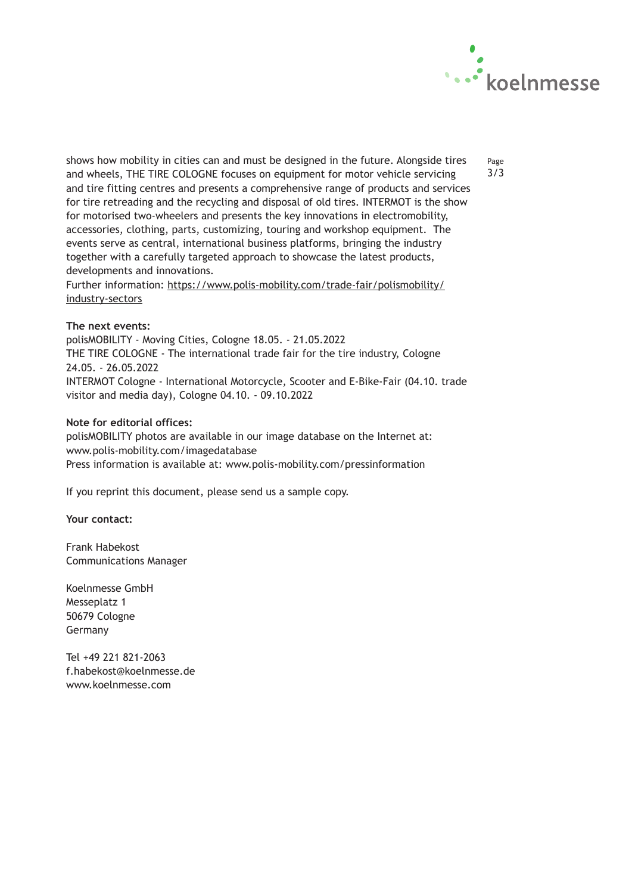shows how mobility in cities can and must be designed in the future. Alongside tires and wheels, THE TIRE COLOGNE focuses on equipment for motor vehicle servicing and tire fitting centres and presents a comprehensive range of products and services for tire retreading and the recycling and disposal of old tires. INTERMOT is the show for motorised two-wheelers and presents the key innovations in electromobility, accessories, clothing, parts, customizing, touring and workshop equipment. The events serve as central, international business platforms, bringing the industry together with a carefully targeted approach to showcase the latest products, developments and innovations.
Further information: https://www.polis-mobility.com/trade-fair/polismobility/industry-sectors

**The next events:**
polisMOBILITY - Moving Cities, Cologne 18.05. - 21.05.2022
THE TIRE COLOGNE - The international trade fair for the tire industry, Cologne 24.05. - 26.05.2022
INTERMOT Cologne - International Motorcycle, Scooter and E-Bike-Fair (04.10. trade visitor and media day), Cologne 04.10. - 09.10.2022

**Note for editorial offices:**
polisMOBILITY photos are available in our image database on the Internet at: www.polis-mobility.com/imagedatabase
Press information is available at: www.polis-mobility.com/pressinformation

If you reprint this document, please send us a sample copy.

**Your contact:**

Frank Habekost
Communications Manager

Koelnmesse GmbH
Messeplatz 1
50679 Cologne
Germany

Tel +49 221 821-2063
f.habekost@koelnmesse.de
www.koelnmesse.com